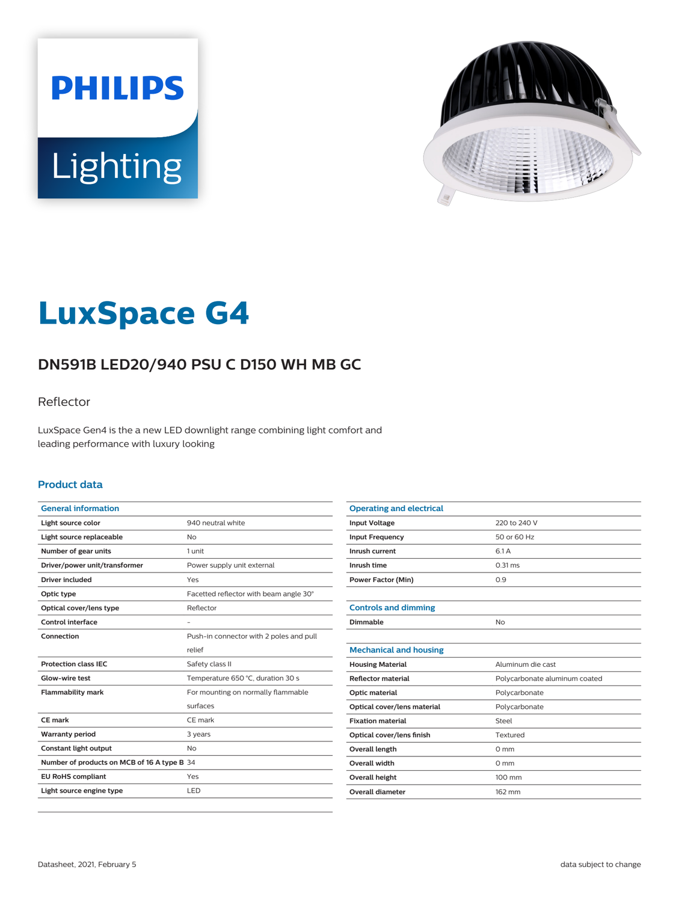PHILIPS

Lighting

# LuxSpace G4

## DN591B LED20/940 PSU C D150 WH MB GC

Reflector

LuxSpace Gen4 is the a new LED downlight range combining light comfort and leading performance with luxury looking

### Product data

| General information | |
|---|---|
| Light source color | 940 neutral white |
| Light source replaceable | No |
| Number of gear units | 1 unit |
| Driver/power unit/transformer | Power supply unit external |
| Driver included | Yes |
| Optic type | Facetted reflector with beam angle 30° |
| Optical cover/lens type | Reflector |
| Control interface | - |
| Connection | Push-in connector with 2 poles and pull relief |
| Protection class IEC | Safety class II |
| Glow-wire test | Temperature 650 °C, duration 30 s |
| Flammability mark | For mounting on normally flammable surfaces |
| CE mark | CE mark |
| Warranty period | 3 years |
| Constant light output | No |
| Number of products on MCB of 16 A type B | 34 |
| EU RoHS compliant | Yes |
| Light source engine type | LED |

| Operating and electrical | |
|---|---|
| Input Voltage | 220 to 240 V |
| Input Frequency | 50 or 60 Hz |
| Inrush current | 6.1 A |
| Inrush time | 0.31 ms |
| Power Factor (Min) | 0.9 |

| Controls and dimming | |
|---|---|
| Dimmable | No |

| Mechanical and housing | |
|---|---|
| Housing Material | Aluminum die cast |
| Reflector material | Polycarbonate aluminum coated |
| Optic material | Polycarbonate |
| Optical cover/lens material | Polycarbonate |
| Fixation material | Steel |
| Optical cover/lens finish | Textured |
| Overall length | 0 mm |
| Overall width | 0 mm |
| Overall height | 100 mm |
| Overall diameter | 162 mm |

Datasheet, 2021, February 5

data subject to change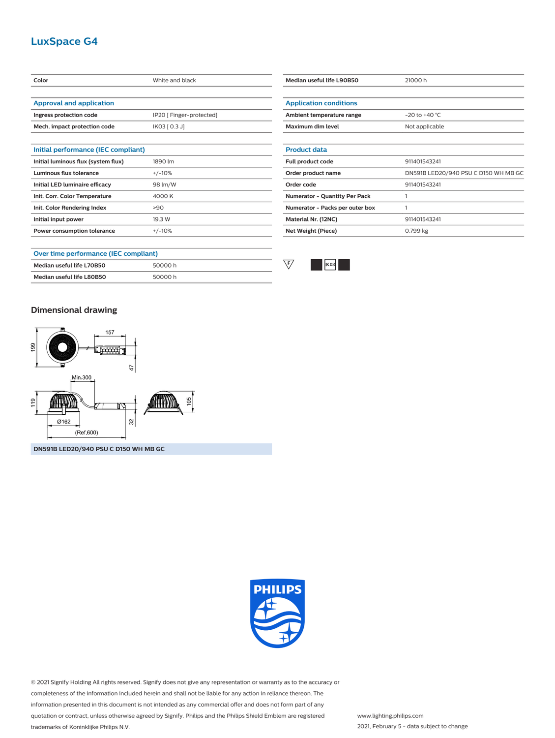## LuxSpace G4

| | |
|---|---|
| **Color** | White and black |

### Approval and application

| | |
|---|---|
| **Ingress protection code** | IP20 [ Finger-protected] |
| **Mech. impact protection code** | IK03 [ 0.3 J] |

### Initial performance (IEC compliant)

| | |
|---|---|
| **Initial luminous flux (system flux)** | 1890 lm |
| **Luminous flux tolerance** | +/-10% |
| **Initial LED luminaire efficacy** | 98 lm/W |
| **Init. Corr. Color Temperature** | 4000 K |
| **Init. Color Rendering Index** | >90 |
| **Initial input power** | 19.3 W |
| **Power consumption tolerance** | +/-10% |

### Over time performance (IEC compliant)

| | |
|---|---|
| **Median useful life L70B50** | 50000 h |
| **Median useful life L80B50** | 50000 h |
| **Median useful life L90B50** | 21000 h |

### Application conditions

| | |
|---|---|
| **Ambient temperature range** | -20 to +40 °C |
| **Maximum dim level** | Not applicable |

### Product data

| | |
|---|---|
| **Full product code** | 911401543241 |
| **Order product name** | DN591B LED20/940 PSU C D150 WH MB GC |
| **Order code** | 911401543241 |
| **Numerator - Quantity Per Pack** | 1 |
| **Numerator - Packs per outer box** | 1 |
| **Material Nr. (12NC)** | 911401543241 |
| **Net Weight (Piece)** | 0.799 kg |

F

IK03

## Dimensional drawing

199

157

47

Min.300

119

105

Ø162

32

(Ref.600)

**DN591B LED20/940 PSU C D150 WH MB GC**

PHILIPS

© 2021 Signify Holding All rights reserved. Signify does not give any representation or warranty as to the accuracy or completeness of the information included herein and shall not be liable for any action in reliance thereon. The information presented in this document is not intended as any commercial offer and does not form part of any quotation or contract, unless otherwise agreed by Signify. Philips and the Philips Shield Emblem are registered trademarks of Koninklijke Philips N.V.

www.lighting.philips.com

2021, February 5 - data subject to change